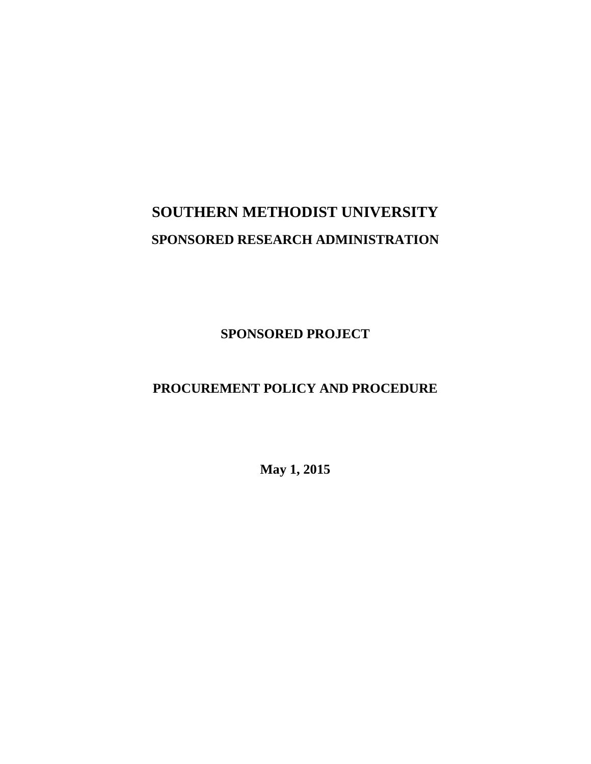# SOUTHERN METHODIST UNIVERSITY

## SPONSORED RESEARCH ADMINISTRATION

## SPONSORED PROJECT

## PROCUREMENT POLICY AND PROCEDURE

**May 1, 2015**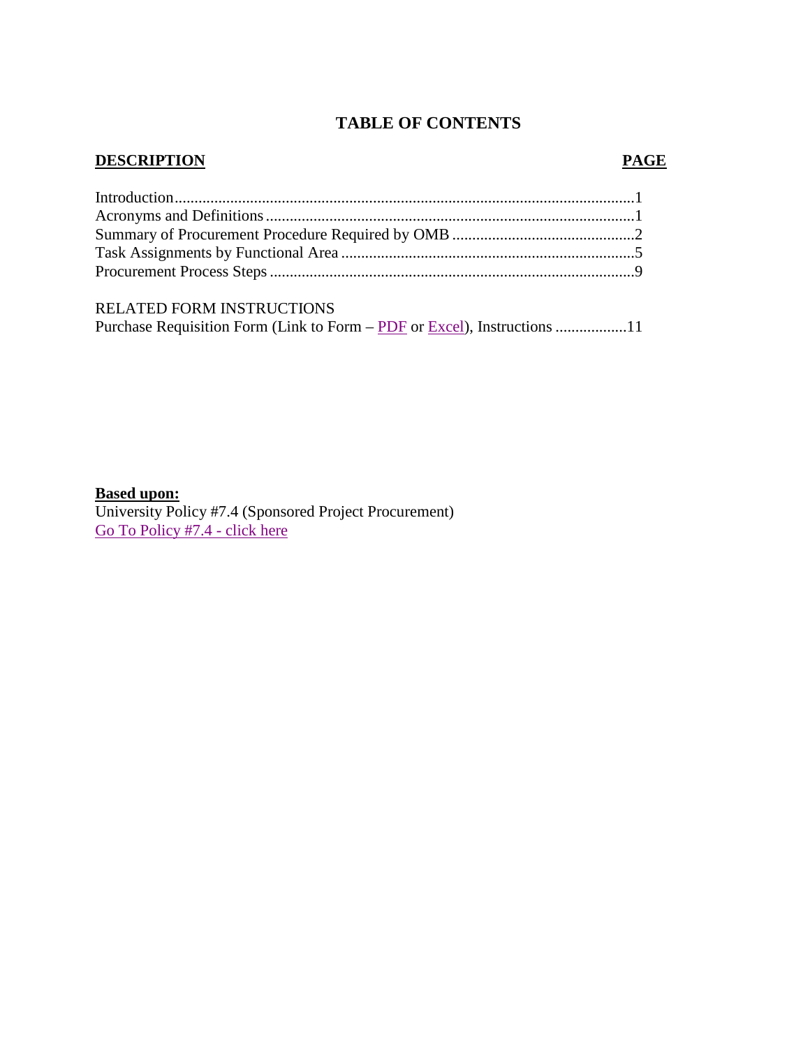# TABLE OF CONTENTS

| DESCRIPTION | PAGE |
|---|---|
| Introduction | 1 |
| Acronyms and Definitions | 1 |
| Summary of Procurement Procedure Required by OMB | 2 |
| Task Assignments by Functional Area | 5 |
| Procurement Process Steps | 9 |
| | |
| RELATED FORM INSTRUCTIONS | |
| Purchase Requisition Form (Link to Form – PDF or Excel), Instructions | 11 |

**Based upon:**
University Policy #7.4 (Sponsored Project Procurement)
Go To Policy #7.4 - click here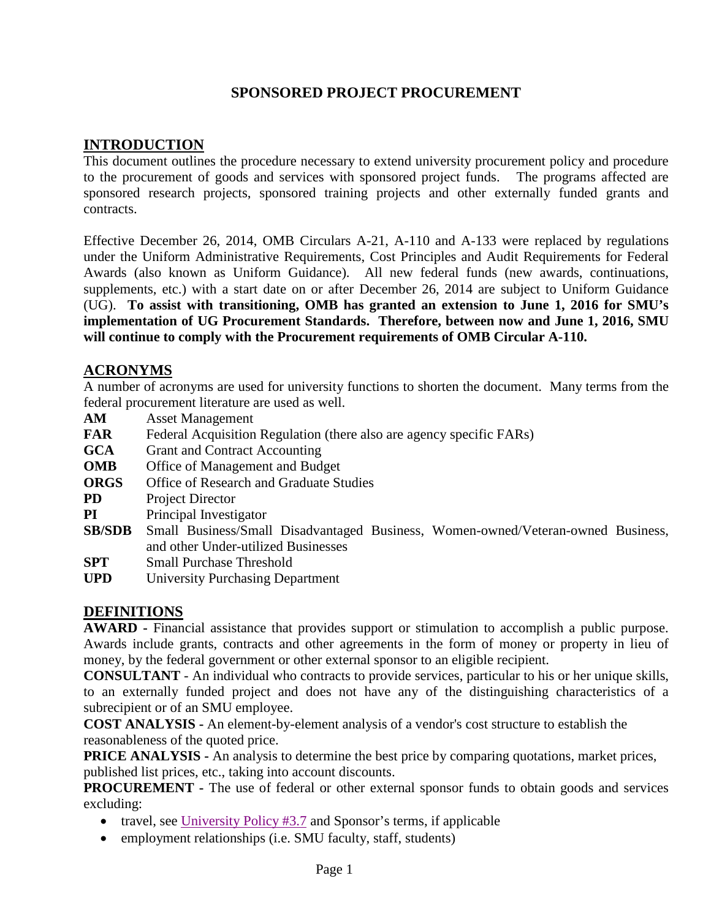# SPONSORED PROJECT PROCUREMENT

## INTRODUCTION

This document outlines the procedure necessary to extend university procurement policy and procedure to the procurement of goods and services with sponsored project funds. The programs affected are sponsored research projects, sponsored training projects and other externally funded grants and contracts.

Effective December 26, 2014, OMB Circulars A-21, A-110 and A-133 were replaced by regulations under the Uniform Administrative Requirements, Cost Principles and Audit Requirements for Federal Awards (also known as Uniform Guidance). All new federal funds (new awards, continuations, supplements, etc.) with a start date on or after December 26, 2014 are subject to Uniform Guidance (UG). **To assist with transitioning, OMB has granted an extension to June 1, 2016 for SMU's implementation of UG Procurement Standards. Therefore, between now and June 1, 2016, SMU will continue to comply with the Procurement requirements of OMB Circular A-110.**

## ACRONYMS

A number of acronyms are used for university functions to shorten the document. Many terms from the federal procurement literature are used as well.

**AM** Asset Management
**FAR** Federal Acquisition Regulation (there also are agency specific FARs)
**GCA** Grant and Contract Accounting
**OMB** Office of Management and Budget
**ORGS** Office of Research and Graduate Studies
**PD** Project Director
**PI** Principal Investigator
**SB/SDB** Small Business/Small Disadvantaged Business, Women-owned/Veteran-owned Business, and other Under-utilized Businesses
**SPT** Small Purchase Threshold
**UPD** University Purchasing Department

## DEFINITIONS

**AWARD -** Financial assistance that provides support or stimulation to accomplish a public purpose. Awards include grants, contracts and other agreements in the form of money or property in lieu of money, by the federal government or other external sponsor to an eligible recipient.

**CONSULTANT -** An individual who contracts to provide services, particular to his or her unique skills, to an externally funded project and does not have any of the distinguishing characteristics of a subrecipient or of an SMU employee.

**COST ANALYSIS -** An element-by-element analysis of a vendor's cost structure to establish the reasonableness of the quoted price.

**PRICE ANALYSIS -** An analysis to determine the best price by comparing quotations, market prices, published list prices, etc., taking into account discounts.

**PROCUREMENT -** The use of federal or other external sponsor funds to obtain goods and services excluding:

- travel, see University Policy #3.7 and Sponsor's terms, if applicable
- employment relationships (i.e. SMU faculty, staff, students)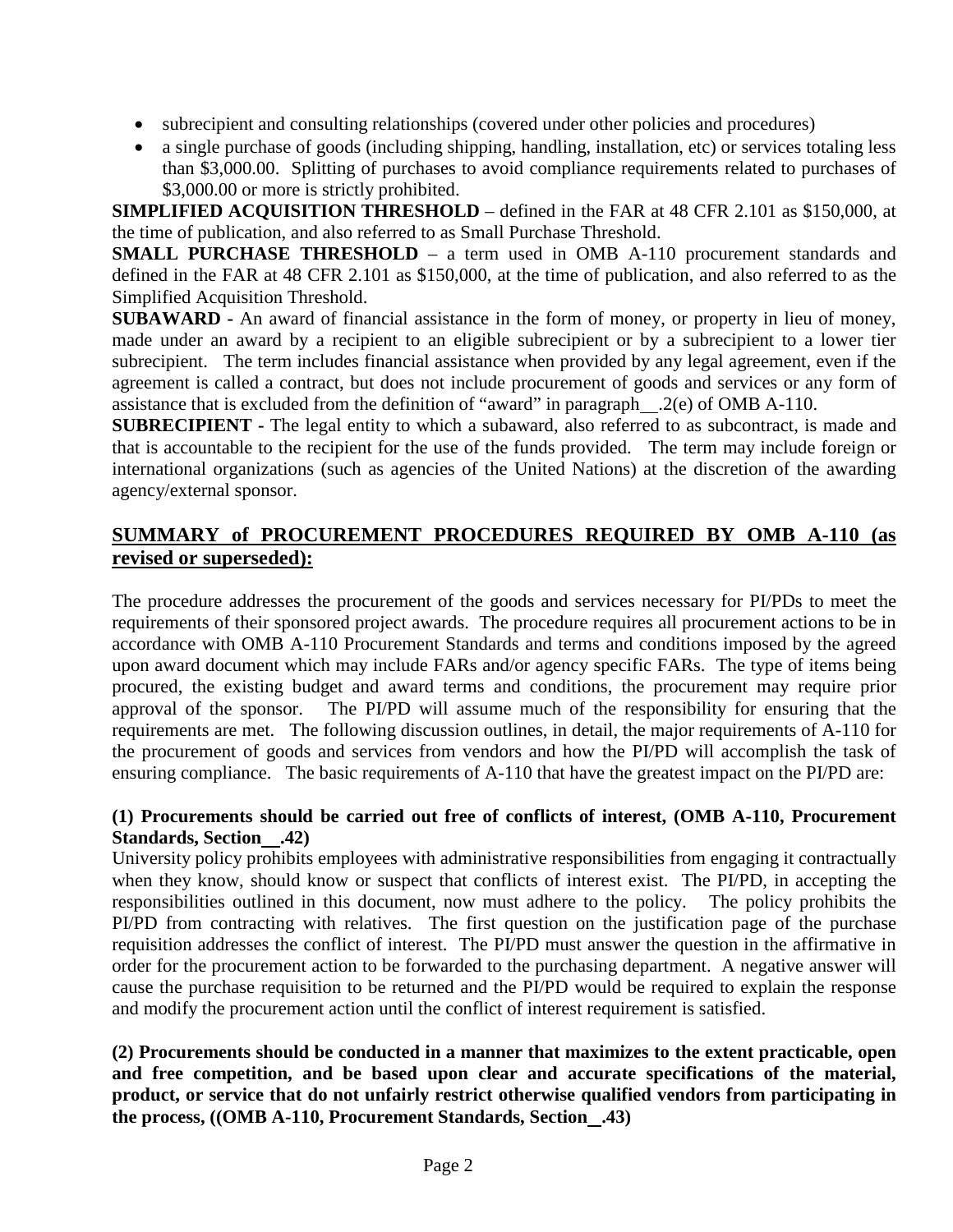- subrecipient and consulting relationships (covered under other policies and procedures)
- a single purchase of goods (including shipping, handling, installation, etc) or services totaling less than $3,000.00. Splitting of purchases to avoid compliance requirements related to purchases of $3,000.00 or more is strictly prohibited.

**SIMPLIFIED ACQUISITION THRESHOLD** – defined in the FAR at 48 CFR 2.101 as $150,000, at the time of publication, and also referred to as Small Purchase Threshold.

**SMALL PURCHASE THRESHOLD** – a term used in OMB A-110 procurement standards and defined in the FAR at 48 CFR 2.101 as $150,000, at the time of publication, and also referred to as the Simplified Acquisition Threshold.

**SUBAWARD -** An award of financial assistance in the form of money, or property in lieu of money, made under an award by a recipient to an eligible subrecipient or by a subrecipient to a lower tier subrecipient. The term includes financial assistance when provided by any legal agreement, even if the agreement is called a contract, but does not include procurement of goods and services or any form of assistance that is excluded from the definition of "award" in paragraph__.2(e) of OMB A-110.

**SUBRECIPIENT -** The legal entity to which a subaward, also referred to as subcontract, is made and that is accountable to the recipient for the use of the funds provided. The term may include foreign or international organizations (such as agencies of the United Nations) at the discretion of the awarding agency/external sponsor.

## SUMMARY of PROCUREMENT PROCEDURES REQUIRED BY OMB A-110 (as revised or superseded):

The procedure addresses the procurement of the goods and services necessary for PI/PDs to meet the requirements of their sponsored project awards. The procedure requires all procurement actions to be in accordance with OMB A-110 Procurement Standards and terms and conditions imposed by the agreed upon award document which may include FARs and/or agency specific FARs. The type of items being procured, the existing budget and award terms and conditions, the procurement may require prior approval of the sponsor. The PI/PD will assume much of the responsibility for ensuring that the requirements are met. The following discussion outlines, in detail, the major requirements of A-110 for the procurement of goods and services from vendors and how the PI/PD will accomplish the task of ensuring compliance. The basic requirements of A-110 that have the greatest impact on the PI/PD are:

**(1) Procurements should be carried out free of conflicts of interest, (OMB A-110, Procurement Standards, Section__.42)**

University policy prohibits employees with administrative responsibilities from engaging it contractually when they know, should know or suspect that conflicts of interest exist. The PI/PD, in accepting the responsibilities outlined in this document, now must adhere to the policy. The policy prohibits the PI/PD from contracting with relatives. The first question on the justification page of the purchase requisition addresses the conflict of interest. The PI/PD must answer the question in the affirmative in order for the procurement action to be forwarded to the purchasing department. A negative answer will cause the purchase requisition to be returned and the PI/PD would be required to explain the response and modify the procurement action until the conflict of interest requirement is satisfied.

**(2) Procurements should be conducted in a manner that maximizes to the extent practicable, open and free competition, and be based upon clear and accurate specifications of the material, product, or service that do not unfairly restrict otherwise qualified vendors from participating in the process, ((OMB A-110, Procurement Standards, Section__.43)**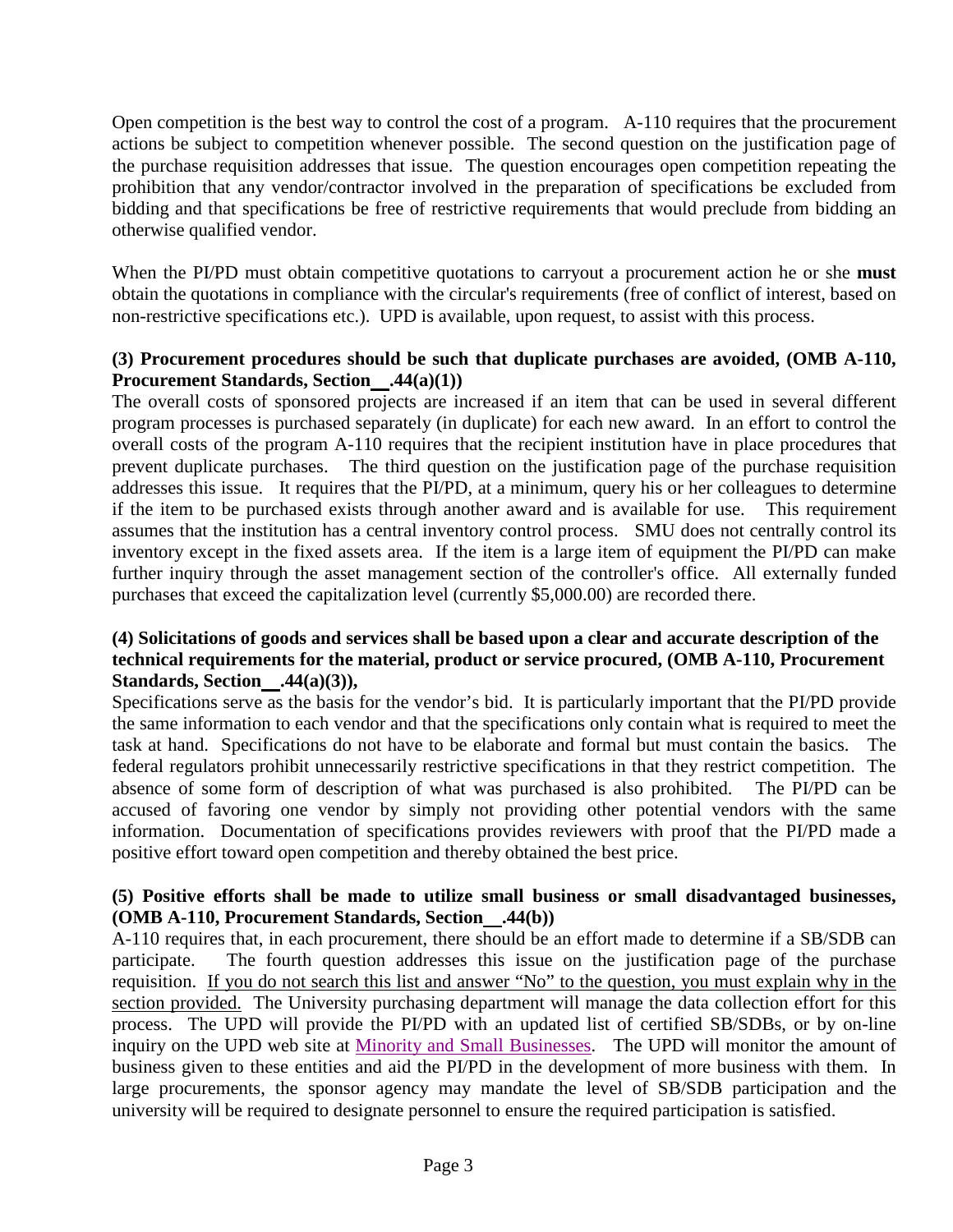Open competition is the best way to control the cost of a program. A-110 requires that the procurement actions be subject to competition whenever possible. The second question on the justification page of the purchase requisition addresses that issue. The question encourages open competition repeating the prohibition that any vendor/contractor involved in the preparation of specifications be excluded from bidding and that specifications be free of restrictive requirements that would preclude from bidding an otherwise qualified vendor.

When the PI/PD must obtain competitive quotations to carryout a procurement action he or she **must** obtain the quotations in compliance with the circular's requirements (free of conflict of interest, based on non-restrictive specifications etc.). UPD is available, upon request, to assist with this process.

**(3) Procurement procedures should be such that duplicate purchases are avoided, (OMB A-110, Procurement Standards, Section__.44(a)(1))**

The overall costs of sponsored projects are increased if an item that can be used in several different program processes is purchased separately (in duplicate) for each new award. In an effort to control the overall costs of the program A-110 requires that the recipient institution have in place procedures that prevent duplicate purchases. The third question on the justification page of the purchase requisition addresses this issue. It requires that the PI/PD, at a minimum, query his or her colleagues to determine if the item to be purchased exists through another award and is available for use. This requirement assumes that the institution has a central inventory control process. SMU does not centrally control its inventory except in the fixed assets area. If the item is a large item of equipment the PI/PD can make further inquiry through the asset management section of the controller's office. All externally funded purchases that exceed the capitalization level (currently $5,000.00) are recorded there.

**(4) Solicitations of goods and services shall be based upon a clear and accurate description of the technical requirements for the material, product or service procured, (OMB A-110, Procurement Standards, Section__.44(a)(3)),**

Specifications serve as the basis for the vendor's bid. It is particularly important that the PI/PD provide the same information to each vendor and that the specifications only contain what is required to meet the task at hand. Specifications do not have to be elaborate and formal but must contain the basics. The federal regulators prohibit unnecessarily restrictive specifications in that they restrict competition. The absence of some form of description of what was purchased is also prohibited. The PI/PD can be accused of favoring one vendor by simply not providing other potential vendors with the same information. Documentation of specifications provides reviewers with proof that the PI/PD made a positive effort toward open competition and thereby obtained the best price.

**(5) Positive efforts shall be made to utilize small business or small disadvantaged businesses, (OMB A-110, Procurement Standards, Section__.44(b))**

A-110 requires that, in each procurement, there should be an effort made to determine if a SB/SDB can participate. The fourth question addresses this issue on the justification page of the purchase requisition. <u>If you do not search this list and answer "No" to the question, you must explain why in the section provided.</u> The University purchasing department will manage the data collection effort for this process. The UPD will provide the PI/PD with an updated list of certified SB/SDBs, or by on-line inquiry on the UPD web site at Minority and Small Businesses. The UPD will monitor the amount of business given to these entities and aid the PI/PD in the development of more business with them. In large procurements, the sponsor agency may mandate the level of SB/SDB participation and the university will be required to designate personnel to ensure the required participation is satisfied.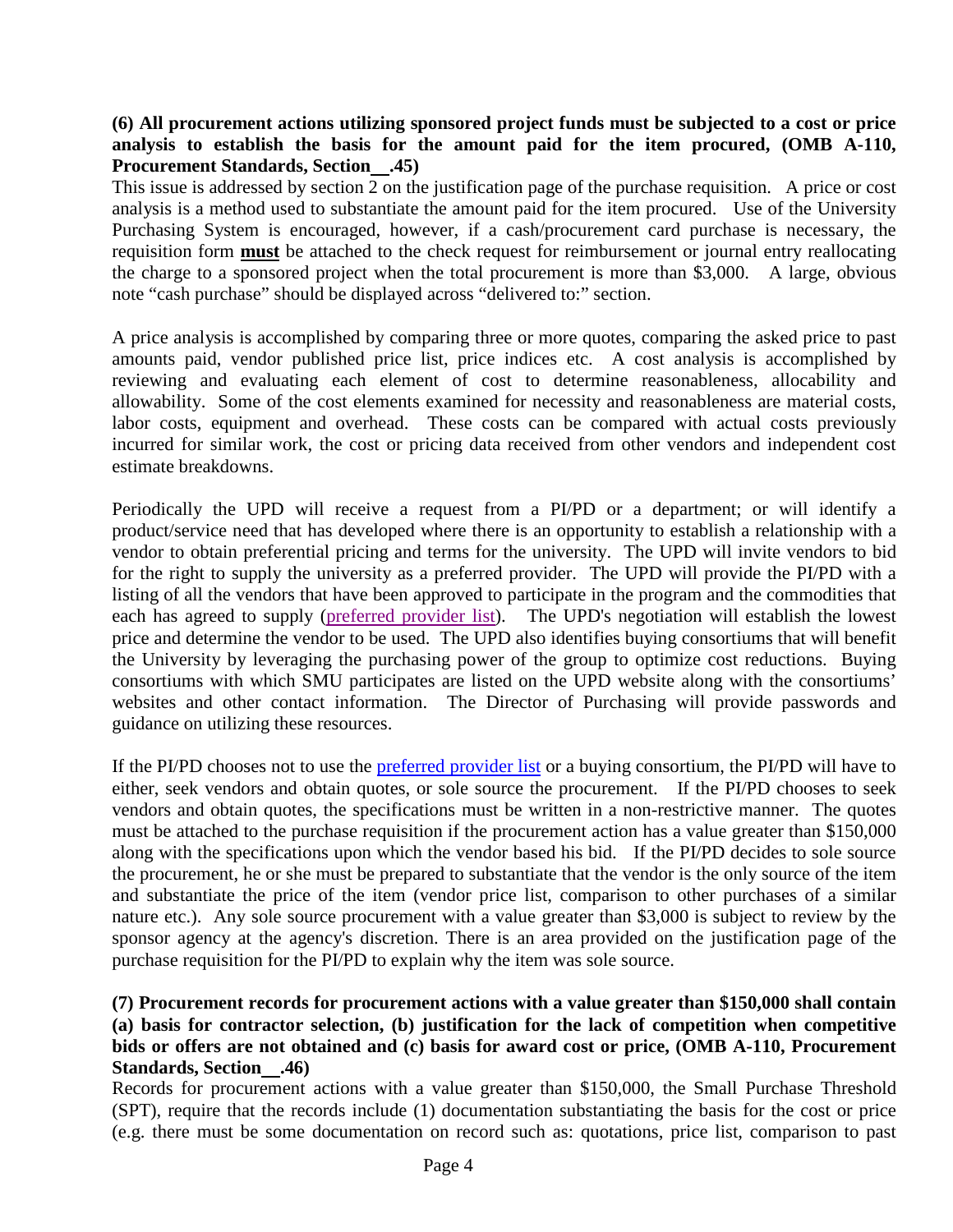**(6) All procurement actions utilizing sponsored project funds must be subjected to a cost or price analysis to establish the basis for the amount paid for the item procured, (OMB A-110, Procurement Standards, Section\_\_.45)**

This issue is addressed by section 2 on the justification page of the purchase requisition. A price or cost analysis is a method used to substantiate the amount paid for the item procured. Use of the University Purchasing System is encouraged, however, if a cash/procurement card purchase is necessary, the requisition form **must** be attached to the check request for reimbursement or journal entry reallocating the charge to a sponsored project when the total procurement is more than $3,000. A large, obvious note "cash purchase" should be displayed across "delivered to:" section.

A price analysis is accomplished by comparing three or more quotes, comparing the asked price to past amounts paid, vendor published price list, price indices etc. A cost analysis is accomplished by reviewing and evaluating each element of cost to determine reasonableness, allocability and allowability. Some of the cost elements examined for necessity and reasonableness are material costs, labor costs, equipment and overhead. These costs can be compared with actual costs previously incurred for similar work, the cost or pricing data received from other vendors and independent cost estimate breakdowns.

Periodically the UPD will receive a request from a PI/PD or a department; or will identify a product/service need that has developed where there is an opportunity to establish a relationship with a vendor to obtain preferential pricing and terms for the university. The UPD will invite vendors to bid for the right to supply the university as a preferred provider. The UPD will provide the PI/PD with a listing of all the vendors that have been approved to participate in the program and the commodities that each has agreed to supply (preferred provider list). The UPD's negotiation will establish the lowest price and determine the vendor to be used. The UPD also identifies buying consortiums that will benefit the University by leveraging the purchasing power of the group to optimize cost reductions. Buying consortiums with which SMU participates are listed on the UPD website along with the consortiums' websites and other contact information. The Director of Purchasing will provide passwords and guidance on utilizing these resources.

If the PI/PD chooses not to use the preferred provider list or a buying consortium, the PI/PD will have to either, seek vendors and obtain quotes, or sole source the procurement. If the PI/PD chooses to seek vendors and obtain quotes, the specifications must be written in a non-restrictive manner. The quotes must be attached to the purchase requisition if the procurement action has a value greater than $150,000 along with the specifications upon which the vendor based his bid. If the PI/PD decides to sole source the procurement, he or she must be prepared to substantiate that the vendor is the only source of the item and substantiate the price of the item (vendor price list, comparison to other purchases of a similar nature etc.). Any sole source procurement with a value greater than $3,000 is subject to review by the sponsor agency at the agency's discretion. There is an area provided on the justification page of the purchase requisition for the PI/PD to explain why the item was sole source.

**(7) Procurement records for procurement actions with a value greater than $150,000 shall contain (a) basis for contractor selection, (b) justification for the lack of competition when competitive bids or offers are not obtained and (c) basis for award cost or price, (OMB A-110, Procurement Standards, Section\_\_.46)**

Records for procurement actions with a value greater than $150,000, the Small Purchase Threshold (SPT), require that the records include (1) documentation substantiating the basis for the cost or price (e.g. there must be some documentation on record such as: quotations, price list, comparison to past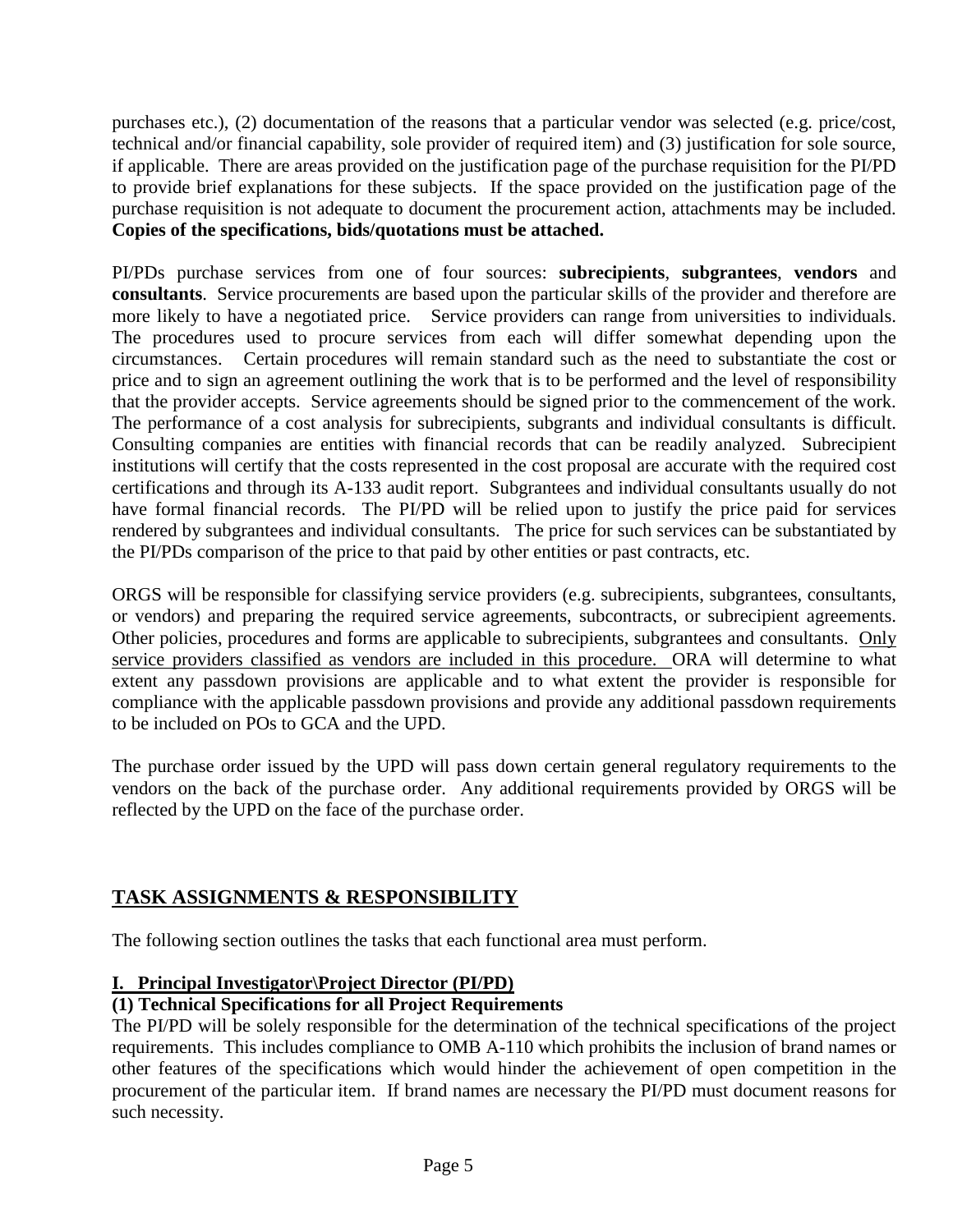purchases etc.), (2) documentation of the reasons that a particular vendor was selected (e.g. price/cost, technical and/or financial capability, sole provider of required item) and (3) justification for sole source, if applicable. There are areas provided on the justification page of the purchase requisition for the PI/PD to provide brief explanations for these subjects. If the space provided on the justification page of the purchase requisition is not adequate to document the procurement action, attachments may be included. **Copies of the specifications, bids/quotations must be attached.**

PI/PDs purchase services from one of four sources: **subrecipients**, **subgrantees**, **vendors** and **consultants**. Service procurements are based upon the particular skills of the provider and therefore are more likely to have a negotiated price. Service providers can range from universities to individuals. The procedures used to procure services from each will differ somewhat depending upon the circumstances. Certain procedures will remain standard such as the need to substantiate the cost or price and to sign an agreement outlining the work that is to be performed and the level of responsibility that the provider accepts. Service agreements should be signed prior to the commencement of the work. The performance of a cost analysis for subrecipients, subgrants and individual consultants is difficult. Consulting companies are entities with financial records that can be readily analyzed. Subrecipient institutions will certify that the costs represented in the cost proposal are accurate with the required cost certifications and through its A-133 audit report. Subgrantees and individual consultants usually do not have formal financial records. The PI/PD will be relied upon to justify the price paid for services rendered by subgrantees and individual consultants. The price for such services can be substantiated by the PI/PDs comparison of the price to that paid by other entities or past contracts, etc.

ORGS will be responsible for classifying service providers (e.g. subrecipients, subgrantees, consultants, or vendors) and preparing the required service agreements, subcontracts, or subrecipient agreements. Other policies, procedures and forms are applicable to subrecipients, subgrantees and consultants. <u>Only service providers classified as vendors are included in this procedure.</u> ORA will determine to what extent any passdown provisions are applicable and to what extent the provider is responsible for compliance with the applicable passdown provisions and provide any additional passdown requirements to be included on POs to GCA and the UPD.

The purchase order issued by the UPD will pass down certain general regulatory requirements to the vendors on the back of the purchase order. Any additional requirements provided by ORGS will be reflected by the UPD on the face of the purchase order.

## <u>TASK ASSIGNMENTS & RESPONSIBILITY</u>

The following section outlines the tasks that each functional area must perform.

### <u>I. Principal Investigator\Project Director (PI/PD)</u>

#### (1) Technical Specifications for all Project Requirements

The PI/PD will be solely responsible for the determination of the technical specifications of the project requirements. This includes compliance to OMB A-110 which prohibits the inclusion of brand names or other features of the specifications which would hinder the achievement of open competition in the procurement of the particular item. If brand names are necessary the PI/PD must document reasons for such necessity.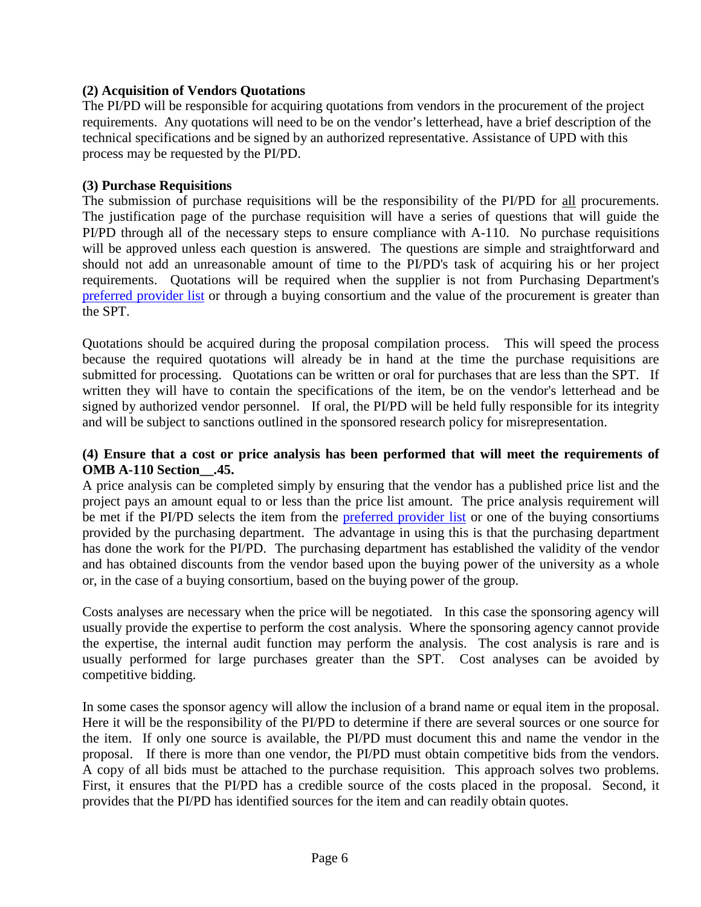**(2) Acquisition of Vendors Quotations**

The PI/PD will be responsible for acquiring quotations from vendors in the procurement of the project requirements. Any quotations will need to be on the vendor's letterhead, have a brief description of the technical specifications and be signed by an authorized representative. Assistance of UPD with this process may be requested by the PI/PD.

**(3) Purchase Requisitions**

The submission of purchase requisitions will be the responsibility of the PI/PD for all procurements. The justification page of the purchase requisition will have a series of questions that will guide the PI/PD through all of the necessary steps to ensure compliance with A-110. No purchase requisitions will be approved unless each question is answered. The questions are simple and straightforward and should not add an unreasonable amount of time to the PI/PD's task of acquiring his or her project requirements. Quotations will be required when the supplier is not from Purchasing Department's preferred provider list or through a buying consortium and the value of the procurement is greater than the SPT.

Quotations should be acquired during the proposal compilation process. This will speed the process because the required quotations will already be in hand at the time the purchase requisitions are submitted for processing. Quotations can be written or oral for purchases that are less than the SPT. If written they will have to contain the specifications of the item, be on the vendor's letterhead and be signed by authorized vendor personnel. If oral, the PI/PD will be held fully responsible for its integrity and will be subject to sanctions outlined in the sponsored research policy for misrepresentation.

**(4) Ensure that a cost or price analysis has been performed that will meet the requirements of OMB A-110 Section__.45.**

A price analysis can be completed simply by ensuring that the vendor has a published price list and the project pays an amount equal to or less than the price list amount. The price analysis requirement will be met if the PI/PD selects the item from the preferred provider list or one of the buying consortiums provided by the purchasing department. The advantage in using this is that the purchasing department has done the work for the PI/PD. The purchasing department has established the validity of the vendor and has obtained discounts from the vendor based upon the buying power of the university as a whole or, in the case of a buying consortium, based on the buying power of the group.

Costs analyses are necessary when the price will be negotiated. In this case the sponsoring agency will usually provide the expertise to perform the cost analysis. Where the sponsoring agency cannot provide the expertise, the internal audit function may perform the analysis. The cost analysis is rare and is usually performed for large purchases greater than the SPT. Cost analyses can be avoided by competitive bidding.

In some cases the sponsor agency will allow the inclusion of a brand name or equal item in the proposal. Here it will be the responsibility of the PI/PD to determine if there are several sources or one source for the item. If only one source is available, the PI/PD must document this and name the vendor in the proposal. If there is more than one vendor, the PI/PD must obtain competitive bids from the vendors. A copy of all bids must be attached to the purchase requisition. This approach solves two problems. First, it ensures that the PI/PD has a credible source of the costs placed in the proposal. Second, it provides that the PI/PD has identified sources for the item and can readily obtain quotes.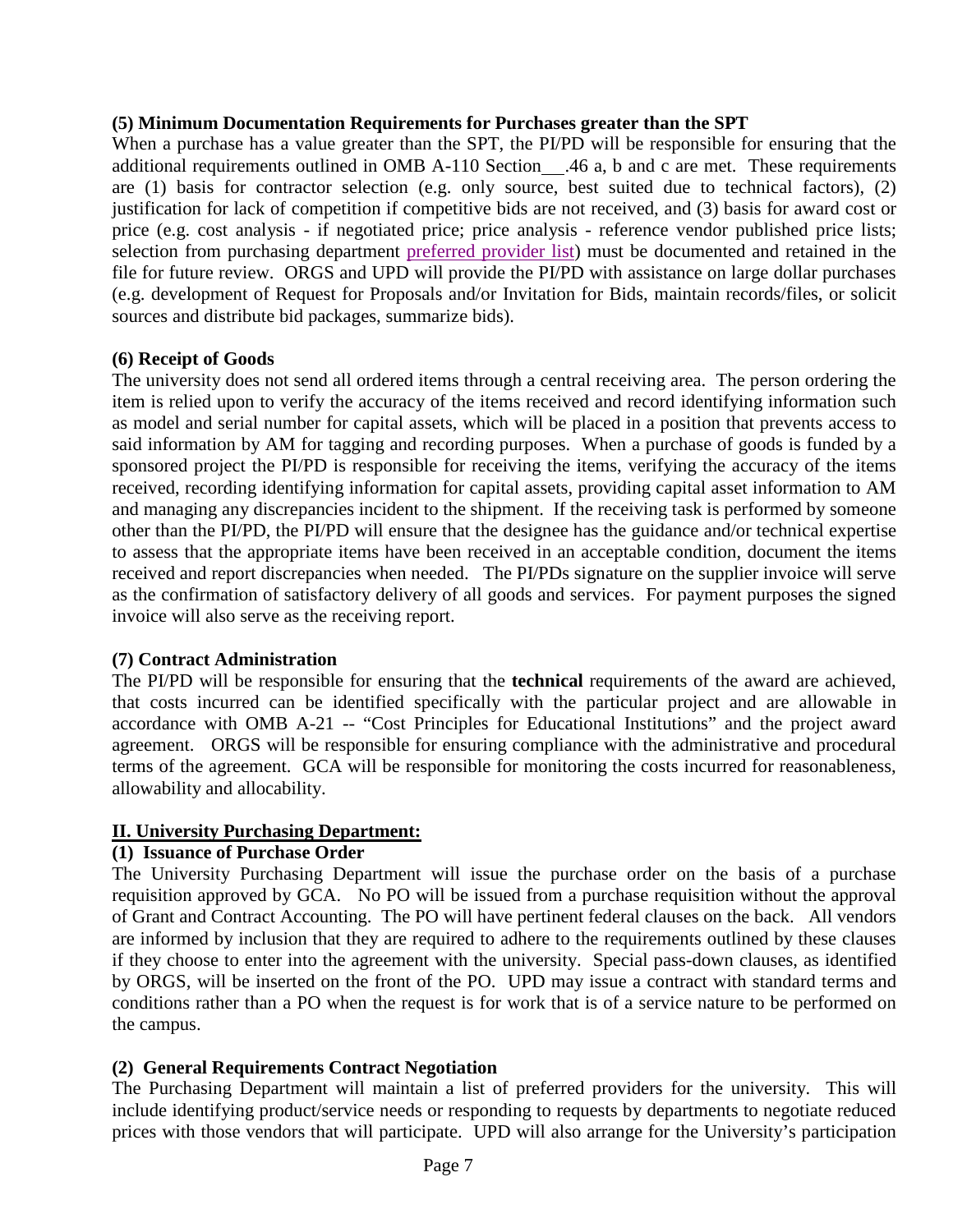**(5) Minimum Documentation Requirements for Purchases greater than the SPT**

When a purchase has a value greater than the SPT, the PI/PD will be responsible for ensuring that the additional requirements outlined in OMB A-110 Section__.46 a, b and c are met. These requirements are (1) basis for contractor selection (e.g. only source, best suited due to technical factors), (2) justification for lack of competition if competitive bids are not received, and (3) basis for award cost or price (e.g. cost analysis - if negotiated price; price analysis - reference vendor published price lists; selection from purchasing department preferred provider list) must be documented and retained in the file for future review. ORGS and UPD will provide the PI/PD with assistance on large dollar purchases (e.g. development of Request for Proposals and/or Invitation for Bids, maintain records/files, or solicit sources and distribute bid packages, summarize bids).

**(6) Receipt of Goods**

The university does not send all ordered items through a central receiving area. The person ordering the item is relied upon to verify the accuracy of the items received and record identifying information such as model and serial number for capital assets, which will be placed in a position that prevents access to said information by AM for tagging and recording purposes. When a purchase of goods is funded by a sponsored project the PI/PD is responsible for receiving the items, verifying the accuracy of the items received, recording identifying information for capital assets, providing capital asset information to AM and managing any discrepancies incident to the shipment. If the receiving task is performed by someone other than the PI/PD, the PI/PD will ensure that the designee has the guidance and/or technical expertise to assess that the appropriate items have been received in an acceptable condition, document the items received and report discrepancies when needed. The PI/PDs signature on the supplier invoice will serve as the confirmation of satisfactory delivery of all goods and services. For payment purposes the signed invoice will also serve as the receiving report.

**(7) Contract Administration**

The PI/PD will be responsible for ensuring that the **technical** requirements of the award are achieved, that costs incurred can be identified specifically with the particular project and are allowable in accordance with OMB A-21 -- "Cost Principles for Educational Institutions" and the project award agreement. ORGS will be responsible for ensuring compliance with the administrative and procedural terms of the agreement. GCA will be responsible for monitoring the costs incurred for reasonableness, allowability and allocability.

## II. University Purchasing Department:

**(1) Issuance of Purchase Order**

The University Purchasing Department will issue the purchase order on the basis of a purchase requisition approved by GCA. No PO will be issued from a purchase requisition without the approval of Grant and Contract Accounting. The PO will have pertinent federal clauses on the back. All vendors are informed by inclusion that they are required to adhere to the requirements outlined by these clauses if they choose to enter into the agreement with the university. Special pass-down clauses, as identified by ORGS, will be inserted on the front of the PO. UPD may issue a contract with standard terms and conditions rather than a PO when the request is for work that is of a service nature to be performed on the campus.

**(2) General Requirements Contract Negotiation**

The Purchasing Department will maintain a list of preferred providers for the university. This will include identifying product/service needs or responding to requests by departments to negotiate reduced prices with those vendors that will participate. UPD will also arrange for the University's participation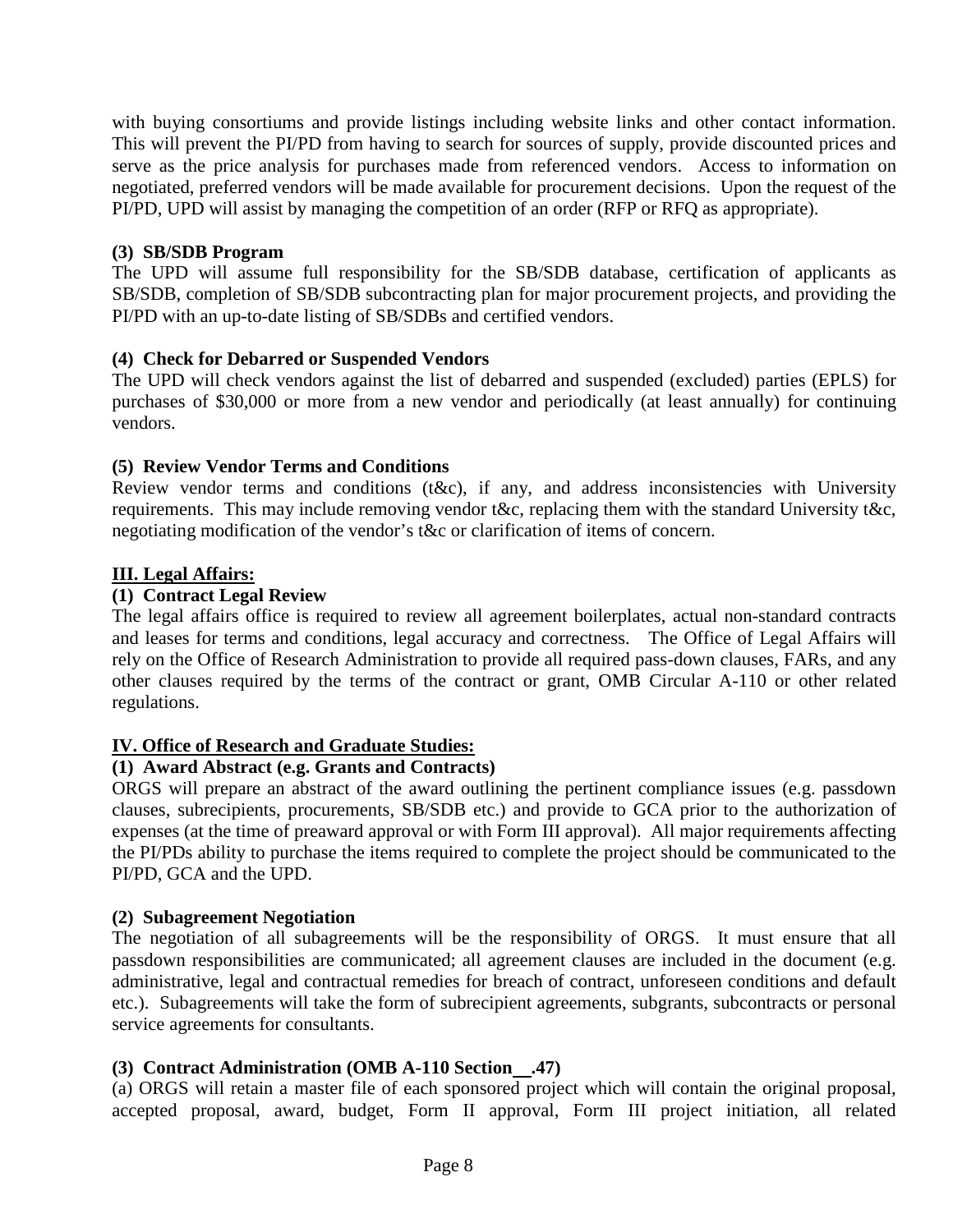with buying consortiums and provide listings including website links and other contact information. This will prevent the PI/PD from having to search for sources of supply, provide discounted prices and serve as the price analysis for purchases made from referenced vendors. Access to information on negotiated, preferred vendors will be made available for procurement decisions. Upon the request of the PI/PD, UPD will assist by managing the competition of an order (RFP or RFQ as appropriate).

**(3) SB/SDB Program**

The UPD will assume full responsibility for the SB/SDB database, certification of applicants as SB/SDB, completion of SB/SDB subcontracting plan for major procurement projects, and providing the PI/PD with an up-to-date listing of SB/SDBs and certified vendors.

**(4) Check for Debarred or Suspended Vendors**

The UPD will check vendors against the list of debarred and suspended (excluded) parties (EPLS) for purchases of $30,000 or more from a new vendor and periodically (at least annually) for continuing vendors.

**(5) Review Vendor Terms and Conditions**

Review vendor terms and conditions (t&c), if any, and address inconsistencies with University requirements. This may include removing vendor t&c, replacing them with the standard University t&c, negotiating modification of the vendor's t&c or clarification of items of concern.

## III. Legal Affairs:

**(1) Contract Legal Review**

The legal affairs office is required to review all agreement boilerplates, actual non-standard contracts and leases for terms and conditions, legal accuracy and correctness. The Office of Legal Affairs will rely on the Office of Research Administration to provide all required pass-down clauses, FARs, and any other clauses required by the terms of the contract or grant, OMB Circular A-110 or other related regulations.

## IV. Office of Research and Graduate Studies:

**(1) Award Abstract (e.g. Grants and Contracts)**

ORGS will prepare an abstract of the award outlining the pertinent compliance issues (e.g. passdown clauses, subrecipients, procurements, SB/SDB etc.) and provide to GCA prior to the authorization of expenses (at the time of preaward approval or with Form III approval). All major requirements affecting the PI/PDs ability to purchase the items required to complete the project should be communicated to the PI/PD, GCA and the UPD.

**(2) Subagreement Negotiation**

The negotiation of all subagreements will be the responsibility of ORGS. It must ensure that all passdown responsibilities are communicated; all agreement clauses are included in the document (e.g. administrative, legal and contractual remedies for breach of contract, unforeseen conditions and default etc.). Subagreements will take the form of subrecipient agreements, subgrants, subcontracts or personal service agreements for consultants.

**(3) Contract Administration (OMB A-110 Section __.47)**

(a) ORGS will retain a master file of each sponsored project which will contain the original proposal, accepted proposal, award, budget, Form II approval, Form III project initiation, all related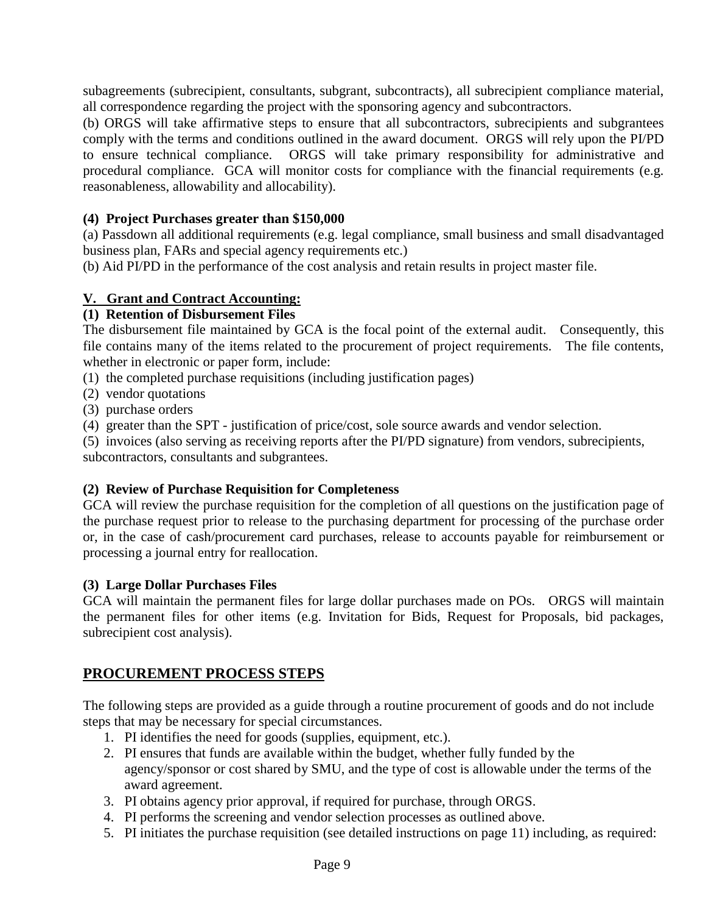subagreements (subrecipient, consultants, subgrant, subcontracts), all subrecipient compliance material, all correspondence regarding the project with the sponsoring agency and subcontractors.

(b) ORGS will take affirmative steps to ensure that all subcontractors, subrecipients and subgrantees comply with the terms and conditions outlined in the award document. ORGS will rely upon the PI/PD to ensure technical compliance. ORGS will take primary responsibility for administrative and procedural compliance. GCA will monitor costs for compliance with the financial requirements (e.g. reasonableness, allowability and allocability).

**(4) Project Purchases greater than $150,000**

(a) Passdown all additional requirements (e.g. legal compliance, small business and small disadvantaged business plan, FARs and special agency requirements etc.)

(b) Aid PI/PD in the performance of the cost analysis and retain results in project master file.

### V. Grant and Contract Accounting:

**(1) Retention of Disbursement Files**

The disbursement file maintained by GCA is the focal point of the external audit. Consequently, this file contains many of the items related to the procurement of project requirements. The file contents, whether in electronic or paper form, include:

(1) the completed purchase requisitions (including justification pages)
(2) vendor quotations
(3) purchase orders
(4) greater than the SPT - justification of price/cost, sole source awards and vendor selection.
(5) invoices (also serving as receiving reports after the PI/PD signature) from vendors, subrecipients, subcontractors, consultants and subgrantees.

**(2) Review of Purchase Requisition for Completeness**

GCA will review the purchase requisition for the completion of all questions on the justification page of the purchase request prior to release to the purchasing department for processing of the purchase order or, in the case of cash/procurement card purchases, release to accounts payable for reimbursement or processing a journal entry for reallocation.

**(3) Large Dollar Purchases Files**

GCA will maintain the permanent files for large dollar purchases made on POs. ORGS will maintain the permanent files for other items (e.g. Invitation for Bids, Request for Proposals, bid packages, subrecipient cost analysis).

## PROCUREMENT PROCESS STEPS

The following steps are provided as a guide through a routine procurement of goods and do not include steps that may be necessary for special circumstances.

1. PI identifies the need for goods (supplies, equipment, etc.).
2. PI ensures that funds are available within the budget, whether fully funded by the agency/sponsor or cost shared by SMU, and the type of cost is allowable under the terms of the award agreement.
3. PI obtains agency prior approval, if required for purchase, through ORGS.
4. PI performs the screening and vendor selection processes as outlined above.
5. PI initiates the purchase requisition (see detailed instructions on page 11) including, as required: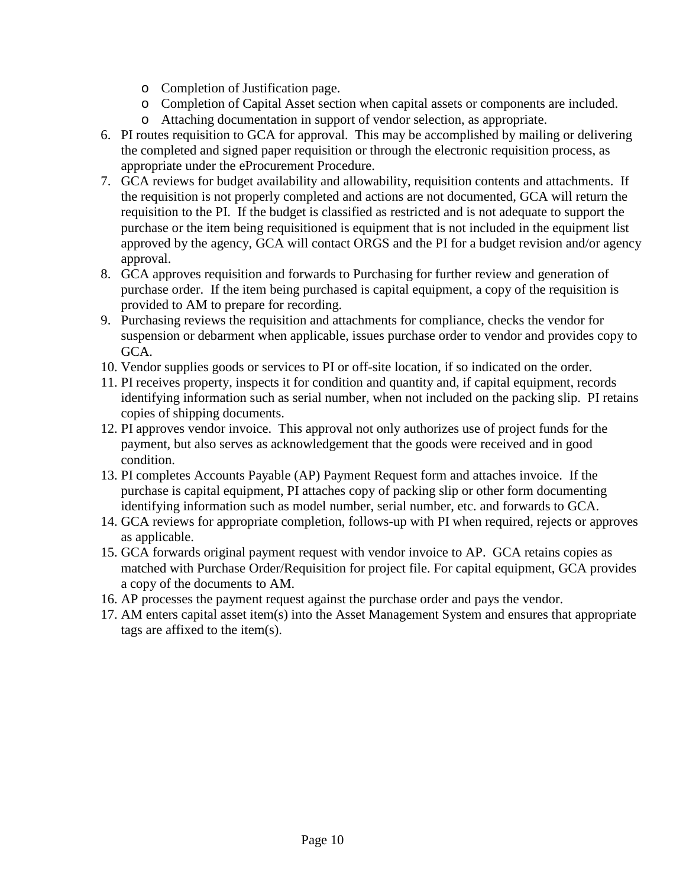- Completion of Justification page.
    - Completion of Capital Asset section when capital assets or components are included.
    - Attaching documentation in support of vendor selection, as appropriate.
6. PI routes requisition to GCA for approval. This may be accomplished by mailing or delivering the completed and signed paper requisition or through the electronic requisition process, as appropriate under the eProcurement Procedure.
7. GCA reviews for budget availability and allowability, requisition contents and attachments. If the requisition is not properly completed and actions are not documented, GCA will return the requisition to the PI. If the budget is classified as restricted and is not adequate to support the purchase or the item being requisitioned is equipment that is not included in the equipment list approved by the agency, GCA will contact ORGS and the PI for a budget revision and/or agency approval.
8. GCA approves requisition and forwards to Purchasing for further review and generation of purchase order. If the item being purchased is capital equipment, a copy of the requisition is provided to AM to prepare for recording.
9. Purchasing reviews the requisition and attachments for compliance, checks the vendor for suspension or debarment when applicable, issues purchase order to vendor and provides copy to GCA.
10. Vendor supplies goods or services to PI or off-site location, if so indicated on the order.
11. PI receives property, inspects it for condition and quantity and, if capital equipment, records identifying information such as serial number, when not included on the packing slip. PI retains copies of shipping documents.
12. PI approves vendor invoice. This approval not only authorizes use of project funds for the payment, but also serves as acknowledgement that the goods were received and in good condition.
13. PI completes Accounts Payable (AP) Payment Request form and attaches invoice. If the purchase is capital equipment, PI attaches copy of packing slip or other form documenting identifying information such as model number, serial number, etc. and forwards to GCA.
14. GCA reviews for appropriate completion, follows-up with PI when required, rejects or approves as applicable.
15. GCA forwards original payment request with vendor invoice to AP. GCA retains copies as matched with Purchase Order/Requisition for project file. For capital equipment, GCA provides a copy of the documents to AM.
16. AP processes the payment request against the purchase order and pays the vendor.
17. AM enters capital asset item(s) into the Asset Management System and ensures that appropriate tags are affixed to the item(s).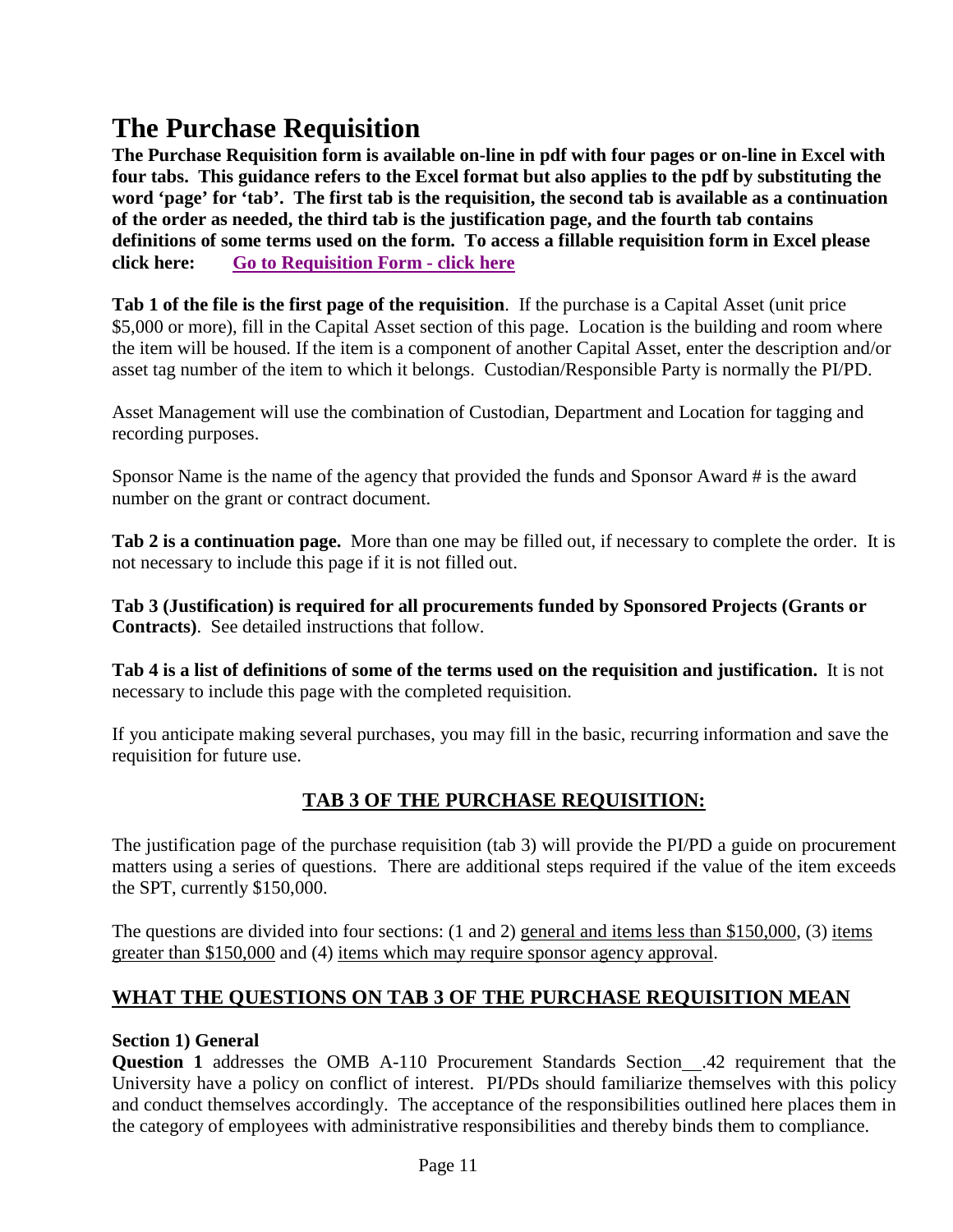# The Purchase Requisition

**The Purchase Requisition form is available on-line in pdf with four pages or on-line in Excel with four tabs. This guidance refers to the Excel format but also applies to the pdf by substituting the word 'page' for 'tab'. The first tab is the requisition, the second tab is available as a continuation of the order as needed, the third tab is the justification page, and the fourth tab contains definitions of some terms used on the form. To access a fillable requisition form in Excel please click here: Go to Requisition Form - click here**

**Tab 1 of the file is the first page of the requisition**. If the purchase is a Capital Asset (unit price $5,000 or more), fill in the Capital Asset section of this page. Location is the building and room where the item will be housed. If the item is a component of another Capital Asset, enter the description and/or asset tag number of the item to which it belongs. Custodian/Responsible Party is normally the PI/PD.

Asset Management will use the combination of Custodian, Department and Location for tagging and recording purposes.

Sponsor Name is the name of the agency that provided the funds and Sponsor Award # is the award number on the grant or contract document.

**Tab 2 is a continuation page.** More than one may be filled out, if necessary to complete the order. It is not necessary to include this page if it is not filled out.

**Tab 3 (Justification) is required for all procurements funded by Sponsored Projects (Grants or Contracts)**. See detailed instructions that follow.

**Tab 4 is a list of definitions of some of the terms used on the requisition and justification.** It is not necessary to include this page with the completed requisition.

If you anticipate making several purchases, you may fill in the basic, recurring information and save the requisition for future use.

## TAB 3 OF THE PURCHASE REQUISITION:

The justification page of the purchase requisition (tab 3) will provide the PI/PD a guide on procurement matters using a series of questions. There are additional steps required if the value of the item exceeds the SPT, currently $150,000.

The questions are divided into four sections: (1 and 2) general and items less than $150,000, (3) items greater than $150,000 and (4) items which may require sponsor agency approval.

## WHAT THE QUESTIONS ON TAB 3 OF THE PURCHASE REQUISITION MEAN

**Section 1) General**

**Question 1** addresses the OMB A-110 Procurement Standards Section__.42 requirement that the University have a policy on conflict of interest. PI/PDs should familiarize themselves with this policy and conduct themselves accordingly. The acceptance of the responsibilities outlined here places them in the category of employees with administrative responsibilities and thereby binds them to compliance.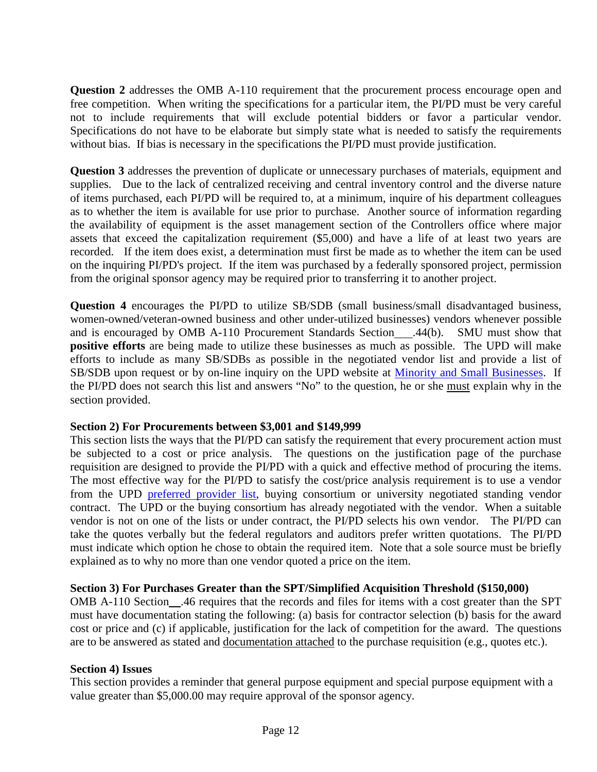**Question 2** addresses the OMB A-110 requirement that the procurement process encourage open and free competition. When writing the specifications for a particular item, the PI/PD must be very careful not to include requirements that will exclude potential bidders or favor a particular vendor. Specifications do not have to be elaborate but simply state what is needed to satisfy the requirements without bias. If bias is necessary in the specifications the PI/PD must provide justification.

**Question 3** addresses the prevention of duplicate or unnecessary purchases of materials, equipment and supplies. Due to the lack of centralized receiving and central inventory control and the diverse nature of items purchased, each PI/PD will be required to, at a minimum, inquire of his department colleagues as to whether the item is available for use prior to purchase. Another source of information regarding the availability of equipment is the asset management section of the Controllers office where major assets that exceed the capitalization requirement ($5,000) and have a life of at least two years are recorded. If the item does exist, a determination must first be made as to whether the item can be used on the inquiring PI/PD's project. If the item was purchased by a federally sponsored project, permission from the original sponsor agency may be required prior to transferring it to another project.

**Question 4** encourages the PI/PD to utilize SB/SDB (small business/small disadvantaged business, women-owned/veteran-owned business and other under-utilized businesses) vendors whenever possible and is encouraged by OMB A-110 Procurement Standards Section\_\_\_.44(b). SMU must show that **positive efforts** are being made to utilize these businesses as much as possible. The UPD will make efforts to include as many SB/SDBs as possible in the negotiated vendor list and provide a list of SB/SDB upon request or by on-line inquiry on the UPD website at Minority and Small Businesses. If the PI/PD does not search this list and answers "No" to the question, he or she must explain why in the section provided.

**Section 2) For Procurements between $3,001 and $149,999**

This section lists the ways that the PI/PD can satisfy the requirement that every procurement action must be subjected to a cost or price analysis. The questions on the justification page of the purchase requisition are designed to provide the PI/PD with a quick and effective method of procuring the items. The most effective way for the PI/PD to satisfy the cost/price analysis requirement is to use a vendor from the UPD preferred provider list, buying consortium or university negotiated standing vendor contract. The UPD or the buying consortium has already negotiated with the vendor. When a suitable vendor is not on one of the lists or under contract, the PI/PD selects his own vendor. The PI/PD can take the quotes verbally but the federal regulators and auditors prefer written quotations. The PI/PD must indicate which option he chose to obtain the required item. Note that a sole source must be briefly explained as to why no more than one vendor quoted a price on the item.

**Section 3) For Purchases Greater than the SPT/Simplified Acquisition Threshold ($150,000)**

OMB A-110 Section\_\_.46 requires that the records and files for items with a cost greater than the SPT must have documentation stating the following: (a) basis for contractor selection (b) basis for the award cost or price and (c) if applicable, justification for the lack of competition for the award. The questions are to be answered as stated and documentation attached to the purchase requisition (e.g., quotes etc.).

**Section 4) Issues**

This section provides a reminder that general purpose equipment and special purpose equipment with a value greater than $5,000.00 may require approval of the sponsor agency.